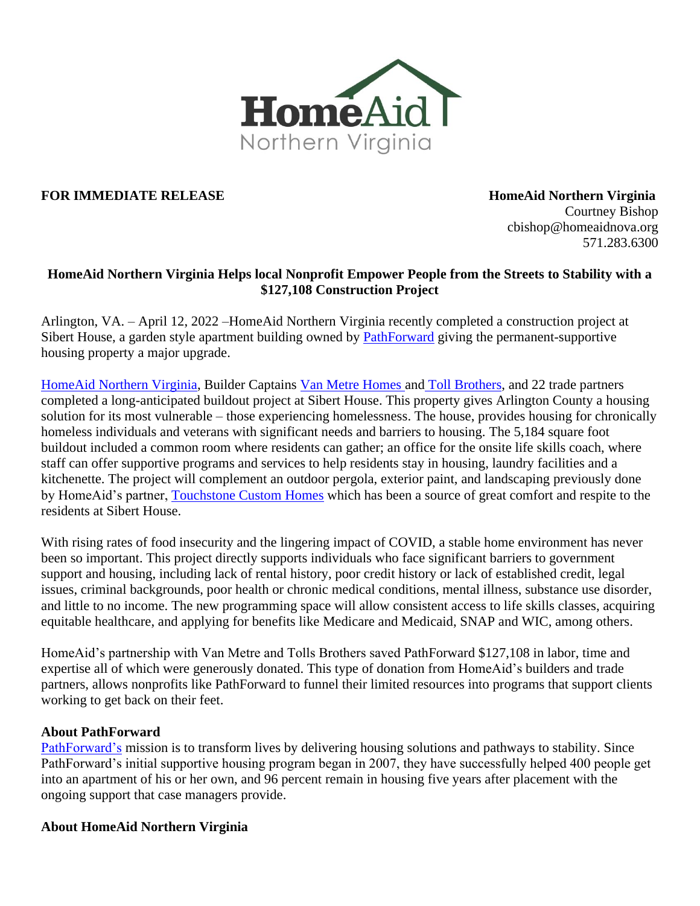**FOR IMMEDIATE RELEASE**

**HomeAid Northern Virginia**
Courtney Bishop
cbishop@homeaidnova.org
571.283.6300

**HomeAid Northern Virginia Helps local Nonprofit Empower People from the Streets to Stability with a $127,108 Construction Project**

Arlington, VA. – April 12, 2022 –HomeAid Northern Virginia recently completed a construction project at Sibert House, a garden style apartment building owned by PathForward giving the permanent-supportive housing property a major upgrade.

HomeAid Northern Virginia, Builder Captains Van Metre Homes and Toll Brothers, and 22 trade partners completed a long-anticipated buildout project at Sibert House. This property gives Arlington County a housing solution for its most vulnerable – those experiencing homelessness. The house, provides housing for chronically homeless individuals and veterans with significant needs and barriers to housing. The 5,184 square foot buildout included a common room where residents can gather; an office for the onsite life skills coach, where staff can offer supportive programs and services to help residents stay in housing, laundry facilities and a kitchenette. The project will complement an outdoor pergola, exterior paint, and landscaping previously done by HomeAid's partner, Touchstone Custom Homes which has been a source of great comfort and respite to the residents at Sibert House.

With rising rates of food insecurity and the lingering impact of COVID, a stable home environment has never been so important. This project directly supports individuals who face significant barriers to government support and housing, including lack of rental history, poor credit history or lack of established credit, legal issues, criminal backgrounds, poor health or chronic medical conditions, mental illness, substance use disorder, and little to no income. The new programming space will allow consistent access to life skills classes, acquiring equitable healthcare, and applying for benefits like Medicare and Medicaid, SNAP and WIC, among others.

HomeAid's partnership with Van Metre and Tolls Brothers saved PathForward $127,108 in labor, time and expertise all of which were generously donated. This type of donation from HomeAid's builders and trade partners, allows nonprofits like PathForward to funnel their limited resources into programs that support clients working to get back on their feet.

**About PathForward**

PathForward's mission is to transform lives by delivering housing solutions and pathways to stability. Since PathForward's initial supportive housing program began in 2007, they have successfully helped 400 people get into an apartment of his or her own, and 96 percent remain in housing five years after placement with the ongoing support that case managers provide.

**About HomeAid Northern Virginia**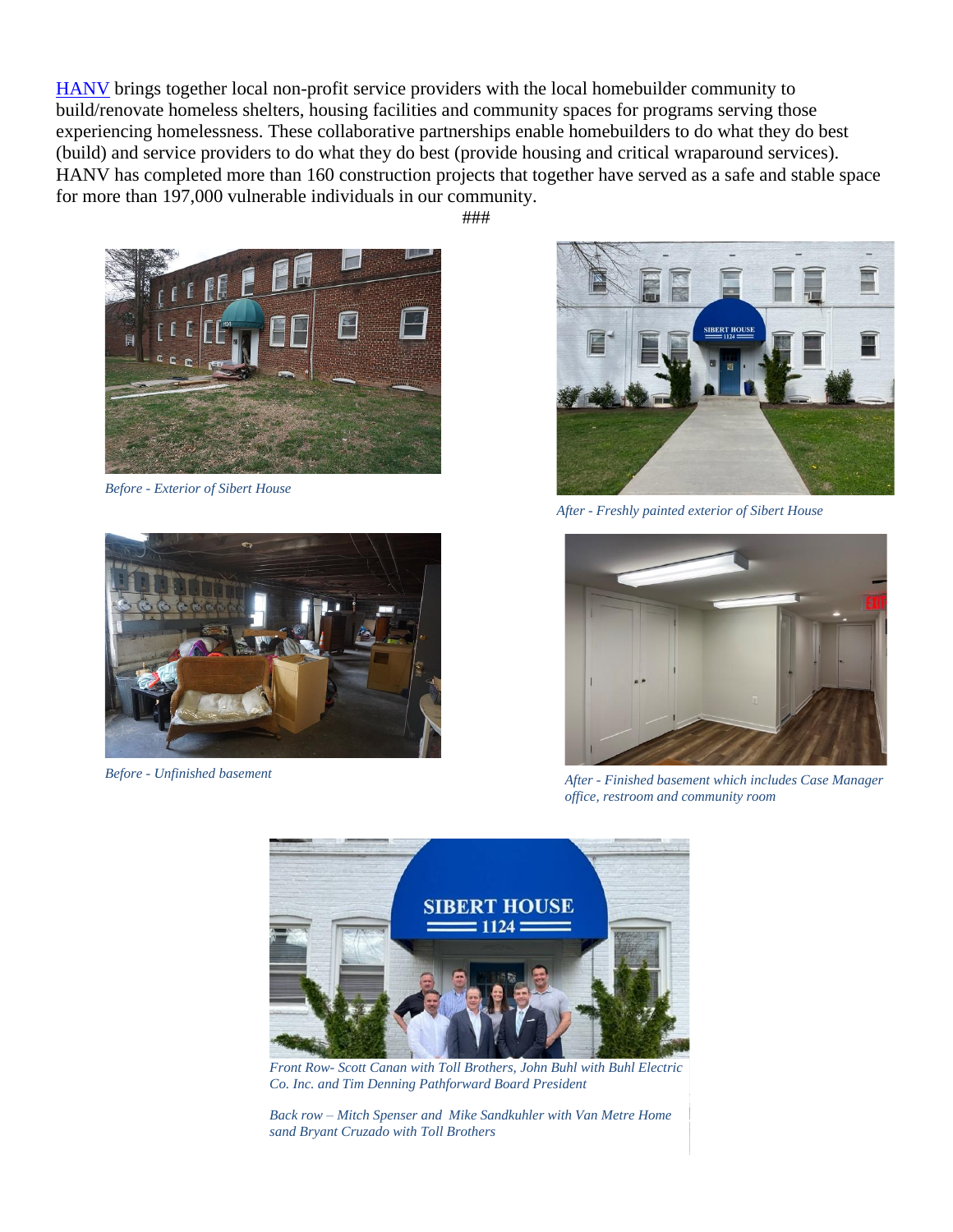HANV brings together local non-profit service providers with the local homebuilder community to build/renovate homeless shelters, housing facilities and community spaces for programs serving those experiencing homelessness. These collaborative partnerships enable homebuilders to do what they do best (build) and service providers to do what they do best (provide housing and critical wraparound services). HANV has completed more than 160 construction projects that together have served as a safe and stable space for more than 197,000 vulnerable individuals in our community.

###

*Before - Exterior of Sibert House*

*After - Freshly painted exterior of Sibert House*

*Before - Unfinished basement*

*After - Finished basement which includes Case Manager office, restroom and community room*

*Front Row- Scott Canan with Toll Brothers, John Buhl with Buhl Electric Co. Inc. and Tim Denning Pathforward Board President*

*Back row – Mitch Spenser and Mike Sandkuhler with Van Metre Home sand Bryant Cruzado with Toll Brothers*